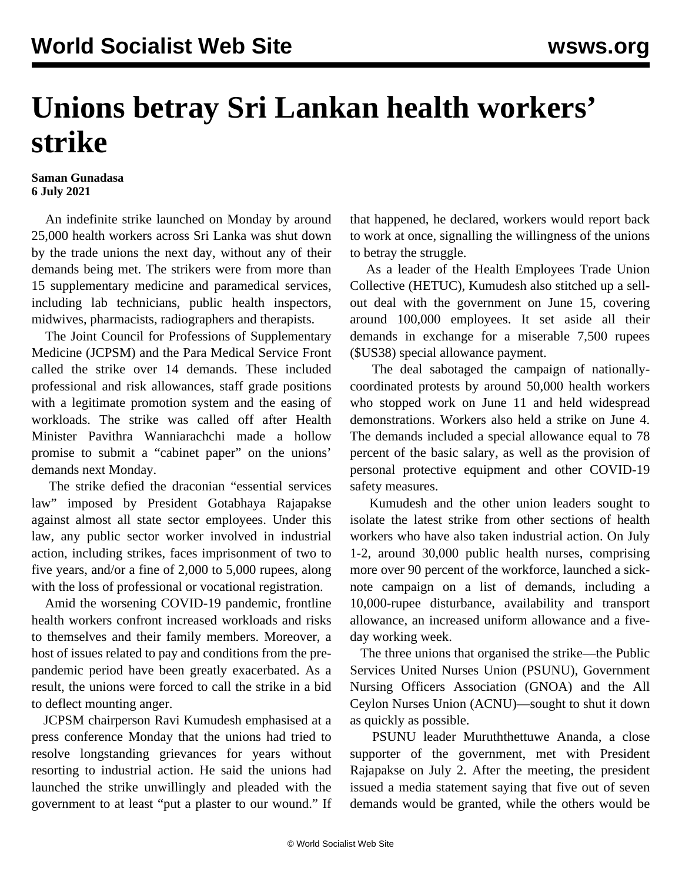# Unions betray Sri Lankan health workers' strike

**Saman Gunadasa**
**6 July 2021**

An indefinite strike launched on Monday by around 25,000 health workers across Sri Lanka was shut down by the trade unions the next day, without any of their demands being met. The strikers were from more than 15 supplementary medicine and paramedical services, including lab technicians, public health inspectors, midwives, pharmacists, radiographers and therapists.

The Joint Council for Professions of Supplementary Medicine (JCPSM) and the Para Medical Service Front called the strike over 14 demands. These included professional and risk allowances, staff grade positions with a legitimate promotion system and the easing of workloads. The strike was called off after Health Minister Pavithra Wanniarachchi made a hollow promise to submit a "cabinet paper" on the unions' demands next Monday.

The strike defied the draconian "essential services law" imposed by President Gotabhaya Rajapakse against almost all state sector employees. Under this law, any public sector worker involved in industrial action, including strikes, faces imprisonment of two to five years, and/or a fine of 2,000 to 5,000 rupees, along with the loss of professional or vocational registration.

Amid the worsening COVID-19 pandemic, frontline health workers confront increased workloads and risks to themselves and their family members. Moreover, a host of issues related to pay and conditions from the pre-pandemic period have been greatly exacerbated. As a result, the unions were forced to call the strike in a bid to deflect mounting anger.

JCPSM chairperson Ravi Kumudesh emphasised at a press conference Monday that the unions had tried to resolve longstanding grievances for years without resorting to industrial action. He said the unions had launched the strike unwillingly and pleaded with the government to at least "put a plaster to our wound." If that happened, he declared, workers would report back to work at once, signalling the willingness of the unions to betray the struggle.

As a leader of the Health Employees Trade Union Collective (HETUC), Kumudesh also stitched up a sell-out deal with the government on June 15, covering around 100,000 employees. It set aside all their demands in exchange for a miserable 7,500 rupees ($US38) special allowance payment.

The deal sabotaged the campaign of nationally-coordinated protests by around 50,000 health workers who stopped work on June 11 and held widespread demonstrations. Workers also held a strike on June 4. The demands included a special allowance equal to 78 percent of the basic salary, as well as the provision of personal protective equipment and other COVID-19 safety measures.

Kumudesh and the other union leaders sought to isolate the latest strike from other sections of health workers who have also taken industrial action. On July 1-2, around 30,000 public health nurses, comprising more over 90 percent of the workforce, launched a sick-note campaign on a list of demands, including a 10,000-rupee disturbance, availability and transport allowance, an increased uniform allowance and a five-day working week.

The three unions that organised the strike—the Public Services United Nurses Union (PSUNU), Government Nursing Officers Association (GNOA) and the All Ceylon Nurses Union (ACNU)—sought to shut it down as quickly as possible.

PSUNU leader Muruththettuwe Ananda, a close supporter of the government, met with President Rajapakse on July 2. After the meeting, the president issued a media statement saying that five out of seven demands would be granted, while the others would be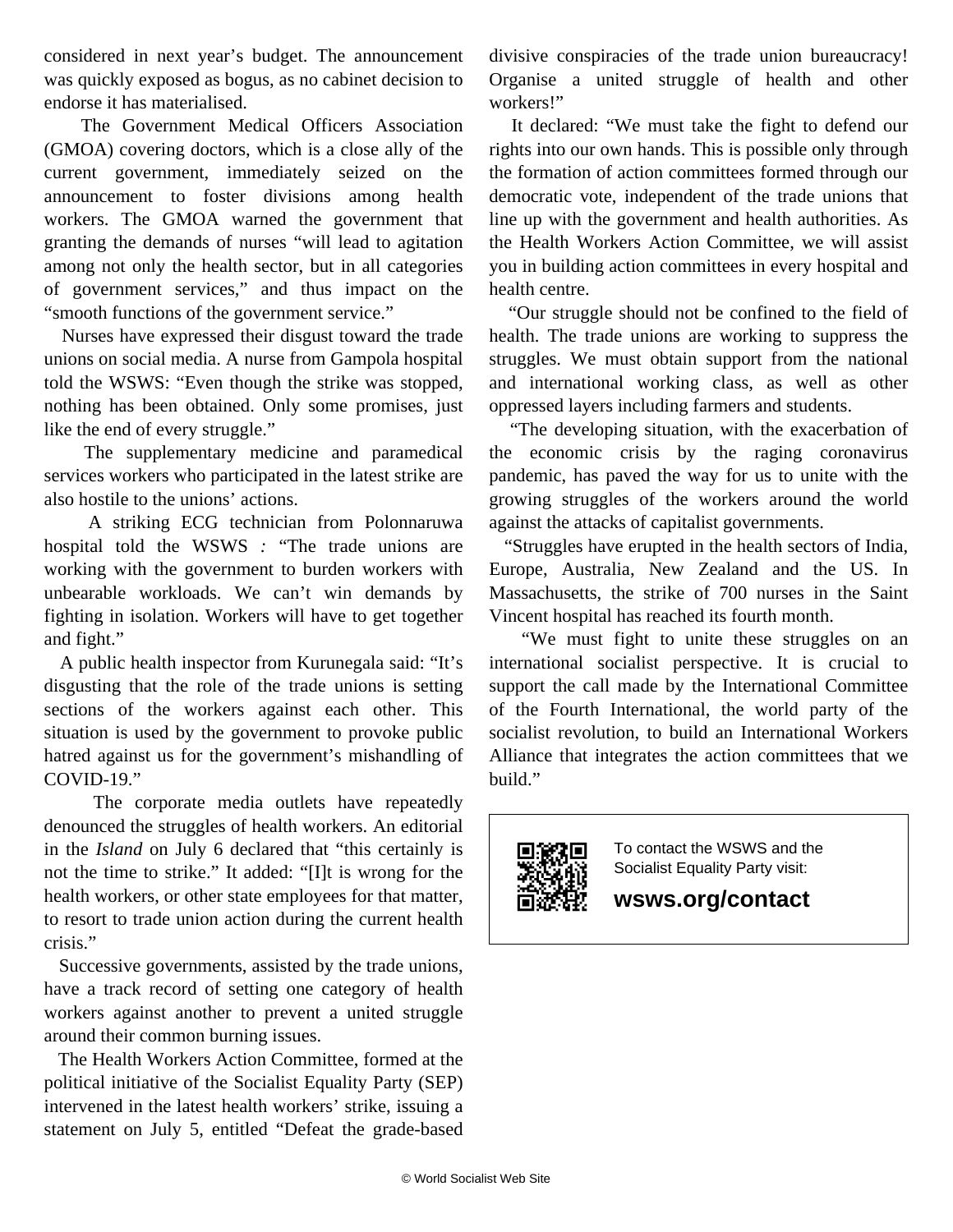considered in next year's budget. The announcement was quickly exposed as bogus, as no cabinet decision to endorse it has materialised.

The Government Medical Officers Association (GMOA) covering doctors, which is a close ally of the current government, immediately seized on the announcement to foster divisions among health workers. The GMOA warned the government that granting the demands of nurses "will lead to agitation among not only the health sector, but in all categories of government services," and thus impact on the "smooth functions of the government service."

Nurses have expressed their disgust toward the trade unions on social media. A nurse from Gampola hospital told the WSWS: "Even though the strike was stopped, nothing has been obtained. Only some promises, just like the end of every struggle."

The supplementary medicine and paramedical services workers who participated in the latest strike are also hostile to the unions' actions.

A striking ECG technician from Polonnaruwa hospital told the WSWS *:* "The trade unions are working with the government to burden workers with unbearable workloads. We can't win demands by fighting in isolation. Workers will have to get together and fight."

A public health inspector from Kurunegala said: "It's disgusting that the role of the trade unions is setting sections of the workers against each other. This situation is used by the government to provoke public hatred against us for the government's mishandling of COVID-19."

The corporate media outlets have repeatedly denounced the struggles of health workers. An editorial in the *Island* on July 6 declared that "this certainly is not the time to strike." It added: "[I]t is wrong for the health workers, or other state employees for that matter, to resort to trade union action during the current health crisis."

Successive governments, assisted by the trade unions, have a track record of setting one category of health workers against another to prevent a united struggle around their common burning issues.

The Health Workers Action Committee, formed at the political initiative of the Socialist Equality Party (SEP) intervened in the latest health workers' strike, issuing a statement on July 5, entitled "Defeat the grade-based divisive conspiracies of the trade union bureaucracy! Organise a united struggle of health and other workers!"

It declared: "We must take the fight to defend our rights into our own hands. This is possible only through the formation of action committees formed through our democratic vote, independent of the trade unions that line up with the government and health authorities. As the Health Workers Action Committee, we will assist you in building action committees in every hospital and health centre.

"Our struggle should not be confined to the field of health. The trade unions are working to suppress the struggles. We must obtain support from the national and international working class, as well as other oppressed layers including farmers and students.

"The developing situation, with the exacerbation of the economic crisis by the raging coronavirus pandemic, has paved the way for us to unite with the growing struggles of the workers around the world against the attacks of capitalist governments.

"Struggles have erupted in the health sectors of India, Europe, Australia, New Zealand and the US. In Massachusetts, the strike of 700 nurses in the Saint Vincent hospital has reached its fourth month.

"We must fight to unite these struggles on an international socialist perspective. It is crucial to support the call made by the International Committee of the Fourth International, the world party of the socialist revolution, to build an International Workers Alliance that integrates the action committees that we build."

To contact the WSWS and the Socialist Equality Party visit:

**wsws.org/contact**